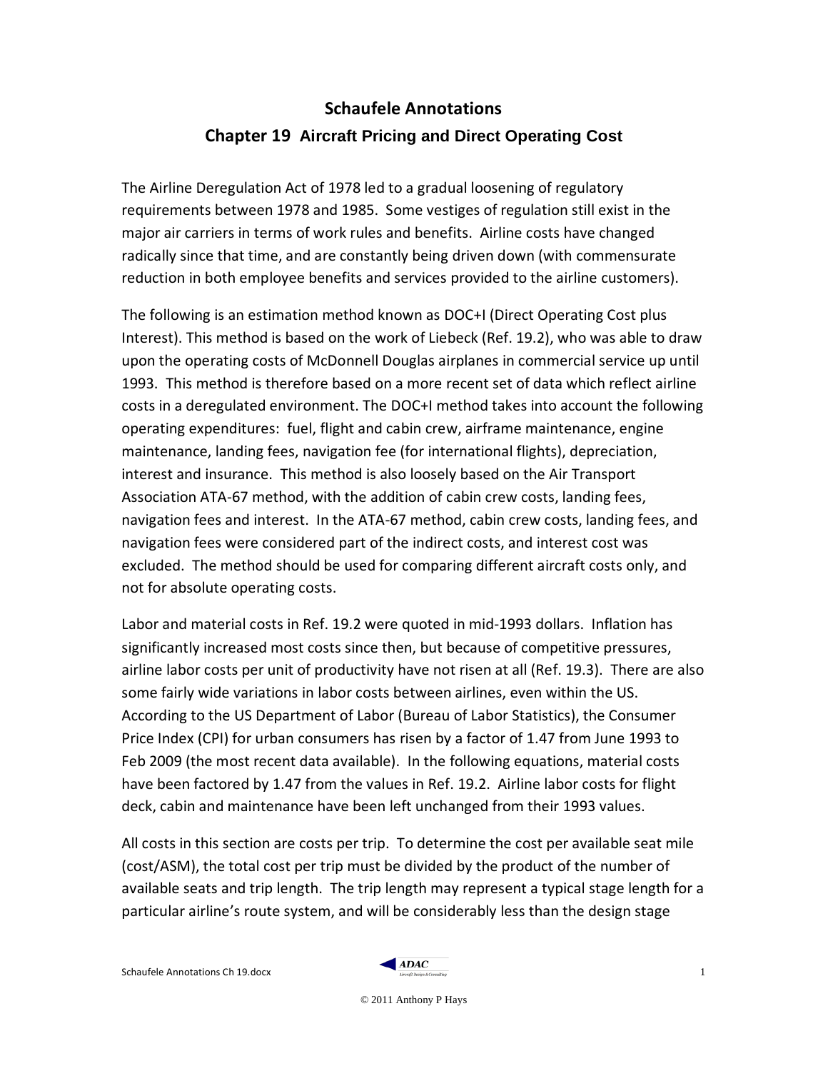# Schaufele Annotations

## Chapter 19 Aircraft Pricing and Direct Operating Cost

The Airline Deregulation Act of 1978 led to a gradual loosening of regulatory requirements between 1978 and 1985. Some vestiges of regulation still exist in the major air carriers in terms of work rules and benefits. Airline costs have changed radically since that time, and are constantly being driven down (with commensurate reduction in both employee benefits and services provided to the airline customers).

The following is an estimation method known as DOC+I (Direct Operating Cost plus Interest). This method is based on the work of Liebeck (Ref. 19.2), who was able to draw upon the operating costs of McDonnell Douglas airplanes in commercial service up until 1993. This method is therefore based on a more recent set of data which reflect airline costs in a deregulated environment. The DOC+I method takes into account the following operating expenditures: fuel, flight and cabin crew, airframe maintenance, engine maintenance, landing fees, navigation fee (for international flights), depreciation, interest and insurance. This method is also loosely based on the Air Transport Association ATA-67 method, with the addition of cabin crew costs, landing fees, navigation fees and interest. In the ATA-67 method, cabin crew costs, landing fees, and navigation fees were considered part of the indirect costs, and interest cost was excluded. The method should be used for comparing different aircraft costs only, and not for absolute operating costs.

Labor and material costs in Ref. 19.2 were quoted in mid-1993 dollars. Inflation has significantly increased most costs since then, but because of competitive pressures, airline labor costs per unit of productivity have not risen at all (Ref. 19.3). There are also some fairly wide variations in labor costs between airlines, even within the US. According to the US Department of Labor (Bureau of Labor Statistics), the Consumer Price Index (CPI) for urban consumers has risen by a factor of 1.47 from June 1993 to Feb 2009 (the most recent data available). In the following equations, material costs have been factored by 1.47 from the values in Ref. 19.2. Airline labor costs for flight deck, cabin and maintenance have been left unchanged from their 1993 values.

All costs in this section are costs per trip. To determine the cost per available seat mile (cost/ASM), the total cost per trip must be divided by the product of the number of available seats and trip length. The trip length may represent a typical stage length for a particular airline's route system, and will be considerably less than the design stage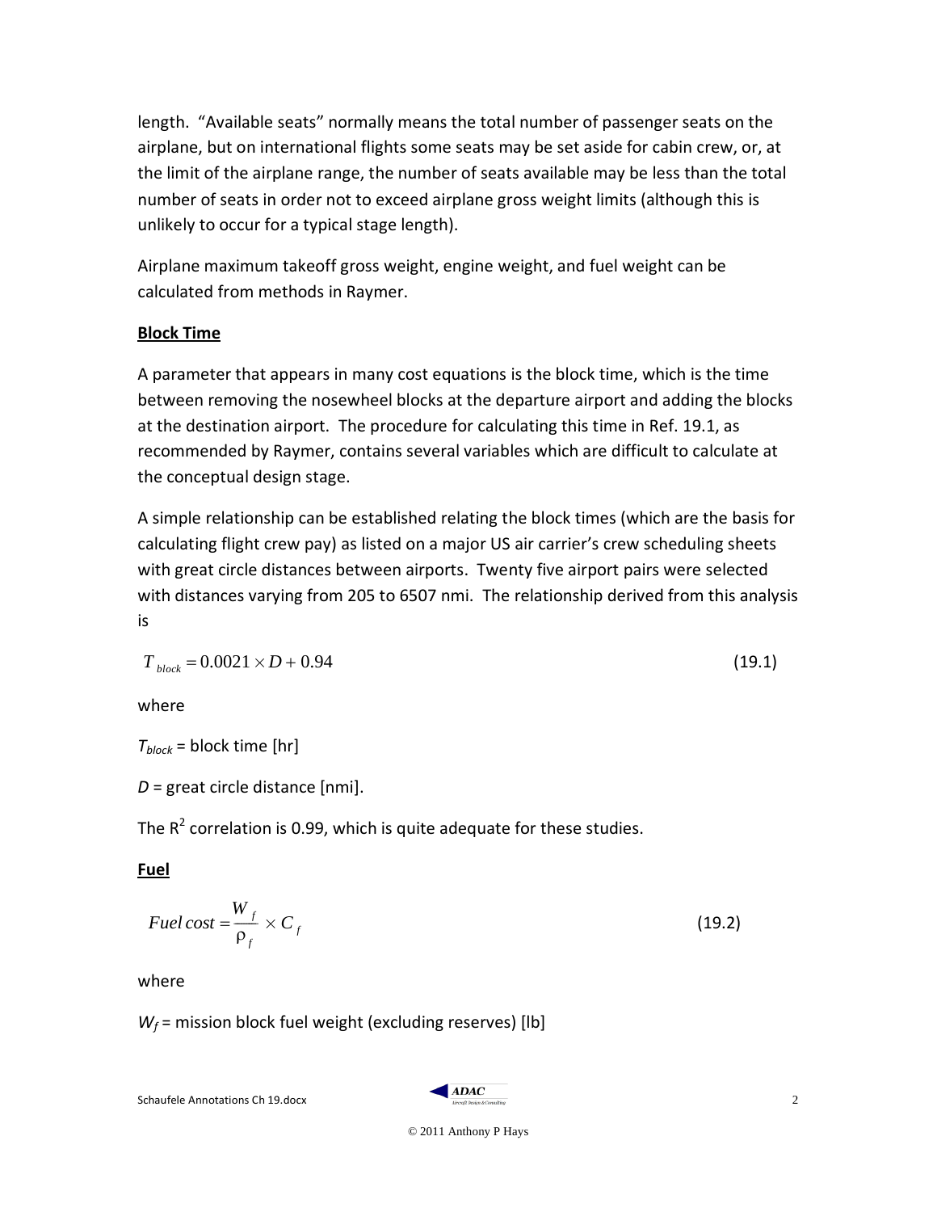length. “Available seats” normally means the total number of passenger seats on the airplane, but on international flights some seats may be set aside for cabin crew, or, at the limit of the airplane range, the number of seats available may be less than the total number of seats in order not to exceed airplane gross weight limits (although this is unlikely to occur for a typical stage length).

Airplane maximum takeoff gross weight, engine weight, and fuel weight can be calculated from methods in Raymer.

**Block Time**

A parameter that appears in many cost equations is the block time, which is the time between removing the nosewheel blocks at the departure airport and adding the blocks at the destination airport. The procedure for calculating this time in Ref. 19.1, as recommended by Raymer, contains several variables which are difficult to calculate at the conceptual design stage.

A simple relationship can be established relating the block times (which are the basis for calculating flight crew pay) as listed on a major US air carrier’s crew scheduling sheets with great circle distances between airports. Twenty five airport pairs were selected with distances varying from 205 to 6507 nmi. The relationship derived from this analysis is

$$T_{block} = 0.0021 \times D + 0.94 \tag{19.1}$$

where

$T_{block}$ = block time [hr]

$D$ = great circle distance [nmi].

The $R^2$ correlation is 0.99, which is quite adequate for these studies.

**Fuel**

$$Fuel\ cost = \frac{W_f}{\rho_f} \times C_f \tag{19.2}$$

where

$W_f$ = mission block fuel weight (excluding reserves) [lb]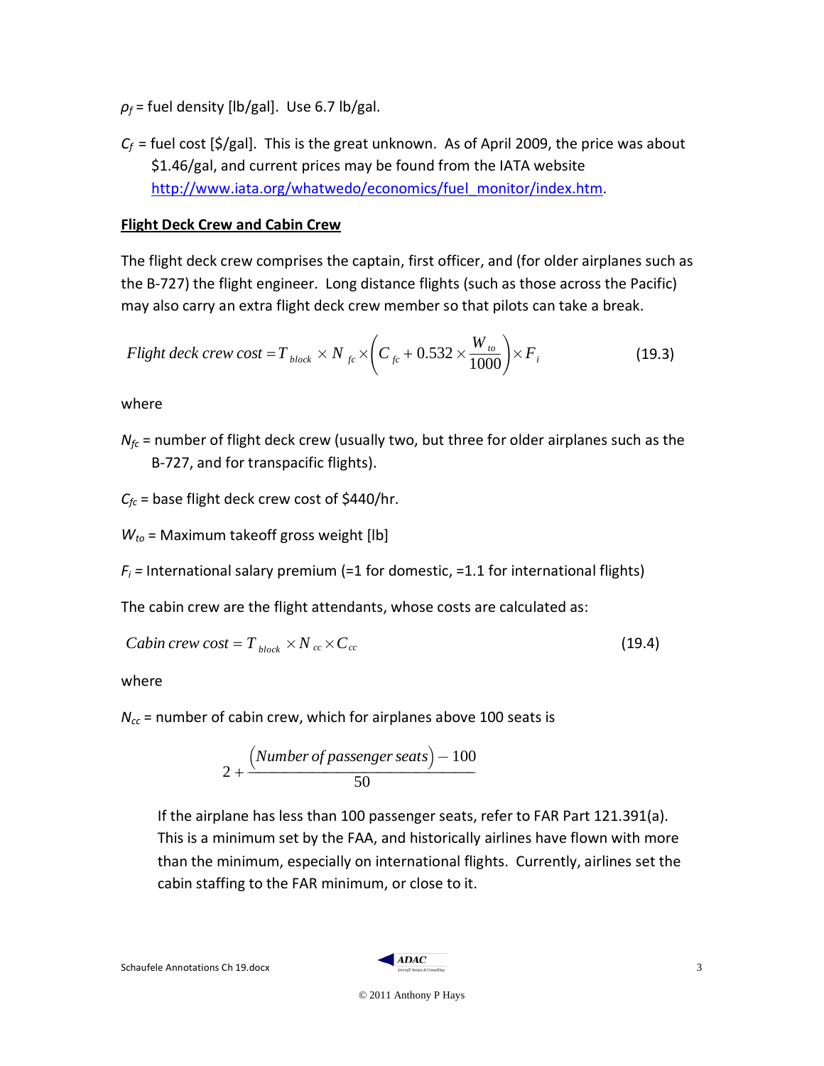$\rho_f$ = fuel density [lb/gal]. Use 6.7 lb/gal.

$C_f$ = fuel cost [$/gal]. This is the great unknown. As of April 2009, the price was about $1.46/gal, and current prices may be found from the IATA website http://www.iata.org/whatwedo/economics/fuel_monitor/index.htm.

**Flight Deck Crew and Cabin Crew**

The flight deck crew comprises the captain, first officer, and (for older airplanes such as the B-727) the flight engineer. Long distance flights (such as those across the Pacific) may also carry an extra flight deck crew member so that pilots can take a break.

$$Flight\ deck\ crew\ cost = T_{block} \times N_{fc} \times \left( C_{fc} + 0.532 \times \frac{W_{to}}{1000} \right) \times F_i \tag{19.3}$$

where

$N_{fc}$ = number of flight deck crew (usually two, but three for older airplanes such as the B-727, and for transpacific flights).

$C_{fc}$ = base flight deck crew cost of $440/hr.

$W_{to}$ = Maximum takeoff gross weight [lb]

$F_i$ = International salary premium (=1 for domestic, =1.1 for international flights)

The cabin crew are the flight attendants, whose costs are calculated as:

$$Cabin\ crew\ cost = T_{block} \times N_{cc} \times C_{cc} \tag{19.4}$$

where

$N_{cc}$ = number of cabin crew, which for airplanes above 100 seats is

$$2 + \frac{(Number\ of\ passenger\ seats) - 100}{50}$$

If the airplane has less than 100 passenger seats, refer to FAR Part 121.391(a). This is a minimum set by the FAA, and historically airlines have flown with more than the minimum, especially on international flights. Currently, airlines set the cabin staffing to the FAR minimum, or close to it.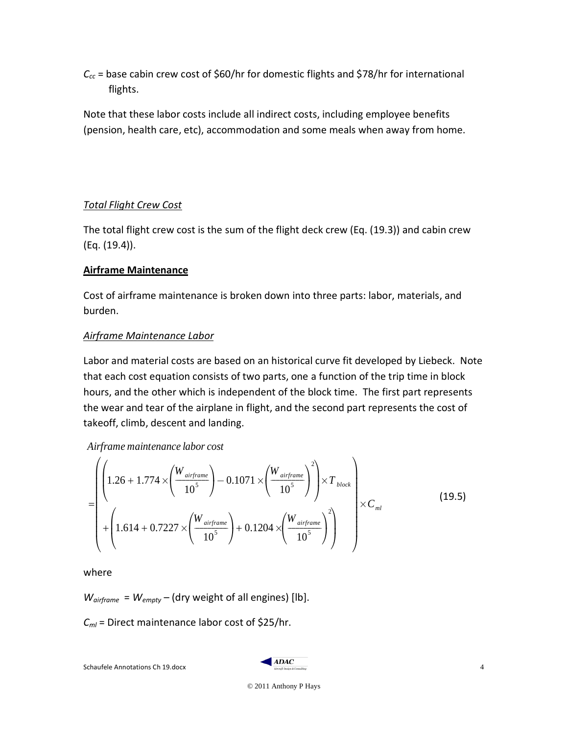$C_{cc}$ = base cabin crew cost of \$60/hr for domestic flights and \$78/hr for international flights.

Note that these labor costs include all indirect costs, including employee benefits (pension, health care, etc), accommodation and some meals when away from home.

*Total Flight Crew Cost*

The total flight crew cost is the sum of the flight deck crew (Eq. (19.3)) and cabin crew (Eq. (19.4)).

**Airframe Maintenance**

Cost of airframe maintenance is broken down into three parts: labor, materials, and burden.

*Airframe Maintenance Labor*

Labor and material costs are based on an historical curve fit developed by Liebeck. Note that each cost equation consists of two parts, one a function of the trip time in block hours, and the other which is independent of the block time. The first part represents the wear and tear of the airplane in flight, and the second part represents the cost of takeoff, climb, descent and landing.

$$\text{Airframe maintenance labor cost} = \left( \begin{array}{l} \left( 1.26 + 1.774 \times \left( \dfrac{W_{airframe}}{10^5} \right) - 0.1071 \times \left( \dfrac{W_{airframe}}{10^5} \right)^2 \right) \times T_{block} \\ + \left( 1.614 + 0.7227 \times \left( \dfrac{W_{airframe}}{10^5} \right) + 0.1204 \times \left( \dfrac{W_{airframe}}{10^5} \right)^2 \right) \end{array} \right) \times C_{ml} \tag{19.5}$$

where

$W_{airframe}$ = $W_{empty}$ – (dry weight of all engines) [lb].

$C_{ml}$ = Direct maintenance labor cost of \$25/hr.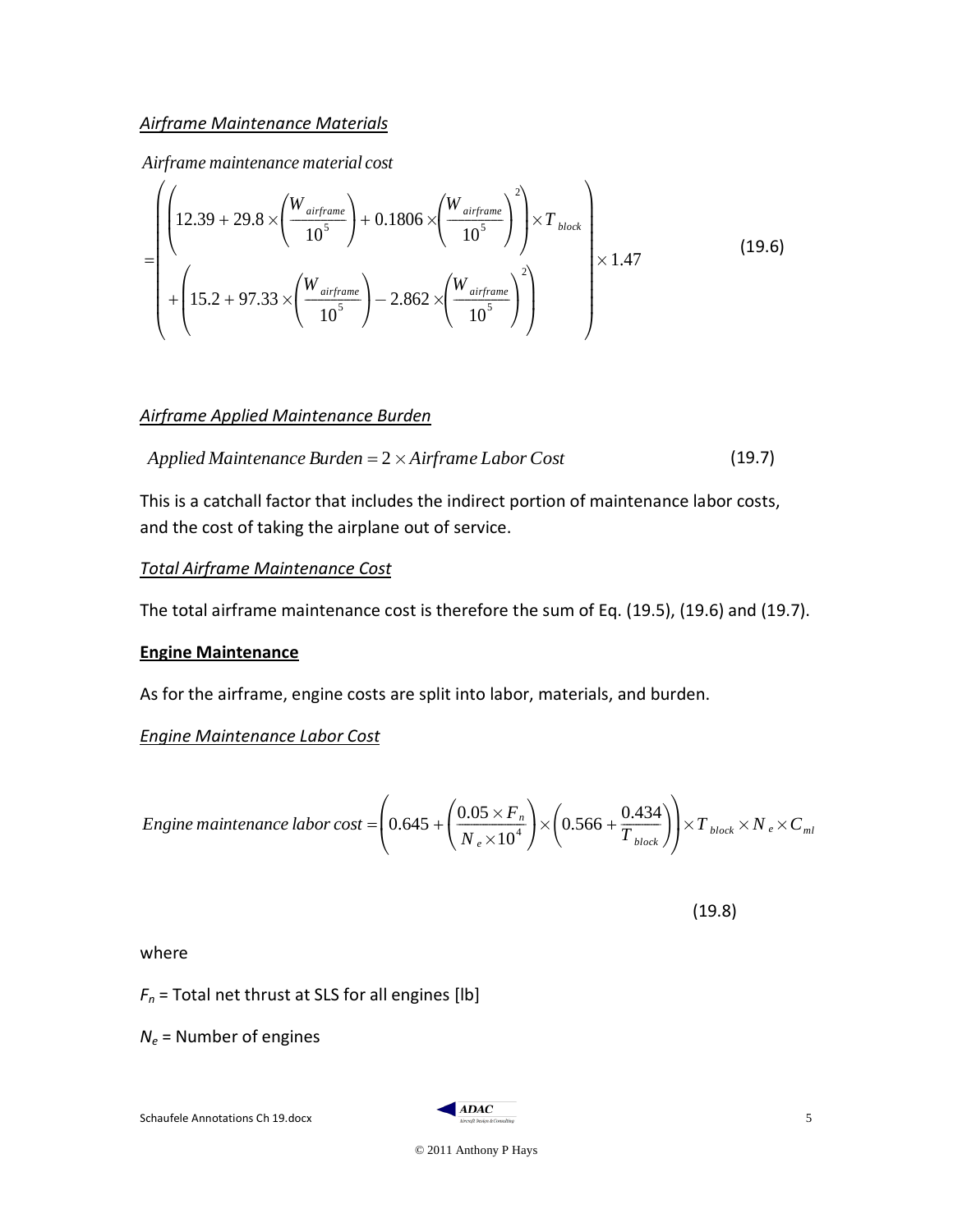*Airframe Maintenance Materials*

$$
\begin{aligned}
&\textit{Airframe maintenance material cost} \\
&= \left( \begin{aligned} &\left(12.39 + 29.8 \times \left(\frac{W_{airframe}}{10^5}\right) + 0.1806 \times \left(\frac{W_{airframe}}{10^5}\right)^2\right) \times T_{block} \\ &+ \left(15.2 + 97.33 \times \left(\frac{W_{airframe}}{10^5}\right) - 2.862 \times \left(\frac{W_{airframe}}{10^5}\right)^2\right) \end{aligned} \right) \times 1.47
\end{aligned} \tag{19.6}
$$

*Airframe Applied Maintenance Burden*

$$
\textit{Applied Maintenance Burden} = 2 \times \textit{Airframe Labor Cost} \tag{19.7}
$$

This is a catchall factor that includes the indirect portion of maintenance labor costs, and the cost of taking the airplane out of service.

*Total Airframe Maintenance Cost*

The total airframe maintenance cost is therefore the sum of Eq. (19.5), (19.6) and (19.7).

**Engine Maintenance**

As for the airframe, engine costs are split into labor, materials, and burden.

*Engine Maintenance Labor Cost*

$$
\textit{Engine maintenance labor cost} = \left(0.645 + \left(\frac{0.05 \times F_n}{N_e \times 10^4}\right) \times \left(0.566 + \frac{0.434}{T_{block}}\right)\right) \times T_{block} \times N_e \times C_{ml} \tag{19.8}
$$

where

$F_n$ = Total net thrust at SLS for all engines [lb]

$N_e$ = Number of engines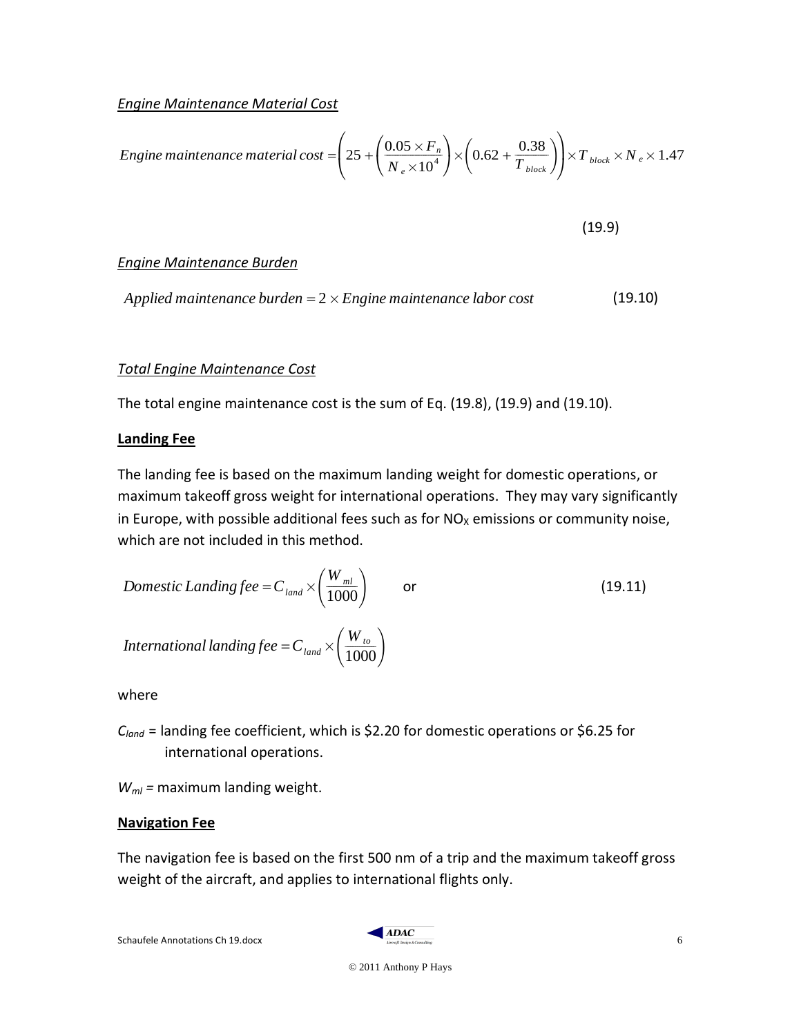*Engine Maintenance Material Cost*

$$\text{Engine maintenance material cost} = \left( 25 + \left( \frac{0.05 \times F_n}{N_e \times 10^4} \right) \times \left( 0.62 + \frac{0.38}{T_{block}} \right) \right) \times T_{block} \times N_e \times 1.47 \qquad (19.9)$$

*Engine Maintenance Burden*

$$\text{Applied maintenance burden} = 2 \times \text{Engine maintenance labor cost} \qquad (19.10)$$

*Total Engine Maintenance Cost*

The total engine maintenance cost is the sum of Eq. (19.8), (19.9) and (19.10).

**Landing Fee**

The landing fee is based on the maximum landing weight for domestic operations, or maximum takeoff gross weight for international operations. They may vary significantly in Europe, with possible additional fees such as for $NO_X$ emissions or community noise, which are not included in this method.

$$\text{Domestic Landing fee} = C_{land} \times \left( \frac{W_{ml}}{1000} \right) \quad \text{or} \qquad (19.11)$$

$$\text{International landing fee} = C_{land} \times \left( \frac{W_{to}}{1000} \right)$$

where

$C_{land}$ = landing fee coefficient, which is \$2.20 for domestic operations or \$6.25 for international operations.

$W_{ml}$ = maximum landing weight.

**Navigation Fee**

The navigation fee is based on the first 500 nm of a trip and the maximum takeoff gross weight of the aircraft, and applies to international flights only.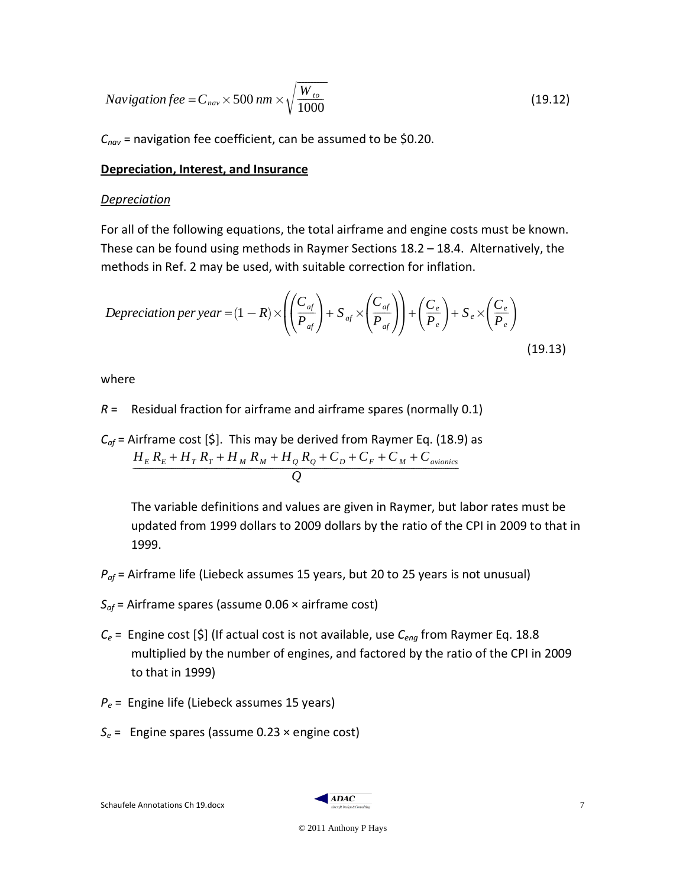$$Navigation\,fee = C_{nav} \times 500\,nm \times \sqrt{\frac{W_{to}}{1000}} \tag{19.12}$$

$C_{nav}$ = navigation fee coefficient, can be assumed to be \$0.20.

**Depreciation, Interest, and Insurance**

*Depreciation*

For all of the following equations, the total airframe and engine costs must be known. These can be found using methods in Raymer Sections 18.2 – 18.4. Alternatively, the methods in Ref. 2 may be used, with suitable correction for inflation.

$$Depreciation\,per\,year = (1-R) \times \left( \left( \frac{C_{af}}{P_{af}} \right) + S_{af} \times \left( \frac{C_{af}}{P_{af}} \right) \right) + \left( \frac{C_e}{P_e} \right) + S_e \times \left( \frac{C_e}{P_e} \right) \tag{19.13}$$

where

$R$ = Residual fraction for airframe and airframe spares (normally 0.1)

$C_{af}$ = Airframe cost [\$]. This may be derived from Raymer Eq. (18.9) as

$$\frac{H_E R_E + H_T R_T + H_M R_M + H_Q R_Q + C_D + C_F + C_M + C_{avionics}}{Q}$$

The variable definitions and values are given in Raymer, but labor rates must be updated from 1999 dollars to 2009 dollars by the ratio of the CPI in 2009 to that in 1999.

$P_{af}$ = Airframe life (Liebeck assumes 15 years, but 20 to 25 years is not unusual)

$S_{af}$ = Airframe spares (assume 0.06 × airframe cost)

$C_e$ = Engine cost [\$] (If actual cost is not available, use $C_{eng}$ from Raymer Eq. 18.8 multiplied by the number of engines, and factored by the ratio of the CPI in 2009 to that in 1999)

$P_e$ = Engine life (Liebeck assumes 15 years)

$S_e$ = Engine spares (assume 0.23 × engine cost)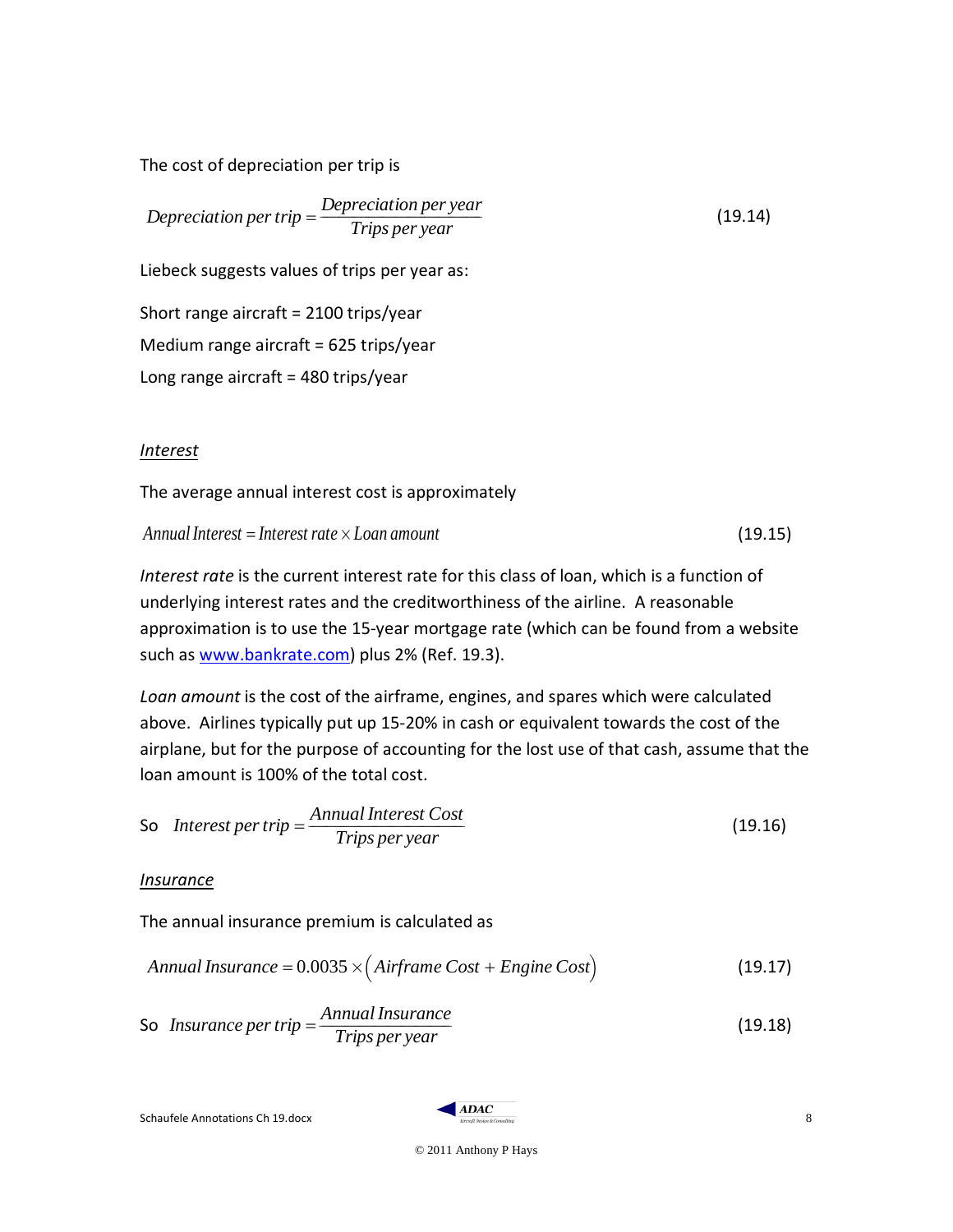The cost of depreciation per trip is

$$Depreciation\ per\ trip = \frac{Depreciation\ per\ year}{Trips\ per\ year} \tag{19.14}$$

Liebeck suggests values of trips per year as:

Short range aircraft = 2100 trips/year

Medium range aircraft = 625 trips/year

Long range aircraft = 480 trips/year

*Interest*

The average annual interest cost is approximately

$$Annual\ Interest = Interest\ rate \times Loan\ amount \tag{19.15}$$

*Interest rate* is the current interest rate for this class of loan, which is a function of underlying interest rates and the creditworthiness of the airline. A reasonable approximation is to use the 15-year mortgage rate (which can be found from a website such as [www.bankrate.com](http://www.bankrate.com)) plus 2% (Ref. 19.3).

*Loan amount* is the cost of the airframe, engines, and spares which were calculated above. Airlines typically put up 15-20% in cash or equivalent towards the cost of the airplane, but for the purpose of accounting for the lost use of that cash, assume that the loan amount is 100% of the total cost.

So $$Interest\ per\ trip = \frac{Annual\ Interest\ Cost}{Trips\ per\ year} \tag{19.16}$$

*Insurance*

The annual insurance premium is calculated as

$$Annual\ Insurance = 0.0035 \times \left(Airframe\ Cost + Engine\ Cost\right) \tag{19.17}$$

So $$Insurance\ per\ trip = \frac{Annual\ Insurance}{Trips\ per\ year} \tag{19.18}$$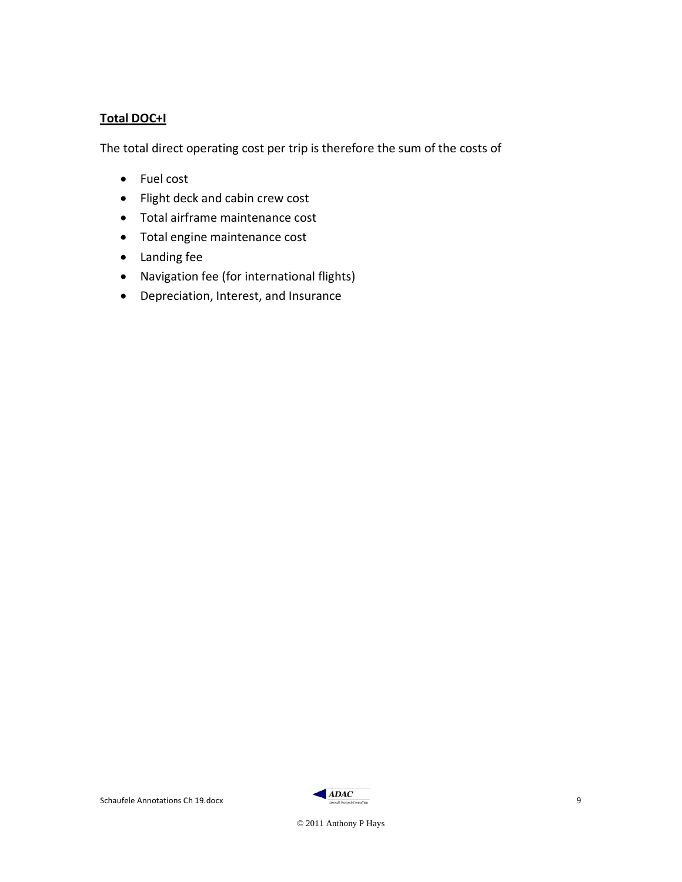**Total DOC+I**

The total direct operating cost per trip is therefore the sum of the costs of

- Fuel cost
- Flight deck and cabin crew cost
- Total airframe maintenance cost
- Total engine maintenance cost
- Landing fee
- Navigation fee (for international flights)
- Depreciation, Interest, and Insurance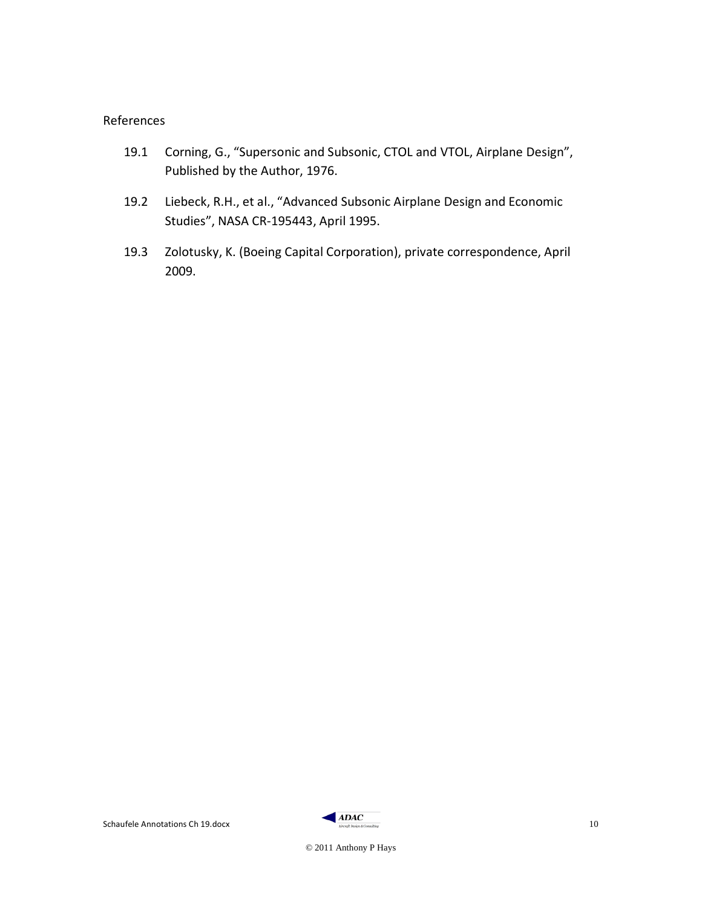References

19.1 Corning, G., “Supersonic and Subsonic, CTOL and VTOL, Airplane Design”, Published by the Author, 1976.

19.2 Liebeck, R.H., et al., “Advanced Subsonic Airplane Design and Economic Studies”, NASA CR-195443, April 1995.

19.3 Zolotusky, K. (Boeing Capital Corporation), private correspondence, April 2009.